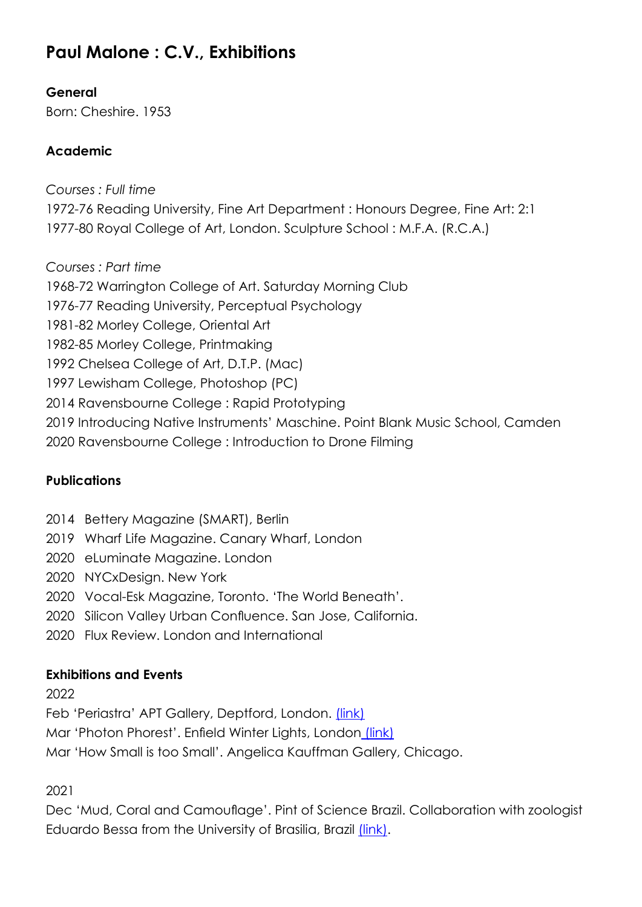# Paul Malone : C.V., Exhibitions

**General**

Born: Cheshire. 1953

**Academic**

*Courses : Full time*

1972-76 Reading University, Fine Art Department : Honours Degree, Fine Art: 2:1
1977-80 Royal College of Art, London. Sculpture School : M.F.A. (R.C.A.)

*Courses : Part time*

1968-72 Warrington College of Art. Saturday Morning Club
1976-77 Reading University, Perceptual Psychology
1981-82 Morley College, Oriental Art
1982-85 Morley College, Printmaking
1992 Chelsea College of Art, D.T.P. (Mac)
1997 Lewisham College, Photoshop (PC)
2014 Ravensbourne College : Rapid Prototyping
2019 Introducing Native Instruments' Maschine. Point Blank Music School, Camden
2020 Ravensbourne College : Introduction to Drone Filming

**Publications**

2014 Bettery Magazine (SMART), Berlin
2019 Wharf Life Magazine. Canary Wharf, London
2020 eLuminate Magazine. London
2020 NYCxDesign. New York
2020 Vocal-Esk Magazine, Toronto. 'The World Beneath'.
2020 Silicon Valley Urban Confluence. San Jose, California.
2020 Flux Review. London and International

**Exhibitions and Events**

2022

Feb 'Periastra' APT Gallery, Deptford, London. (link)
Mar 'Photon Phorest'. Enfield Winter Lights, London (link)
Mar 'How Small is too Small'. Angelica Kauffman Gallery, Chicago.

2021

Dec 'Mud, Coral and Camouflage'. Pint of Science Brazil. Collaboration with zoologist Eduardo Bessa from the University of Brasilia, Brazil (link).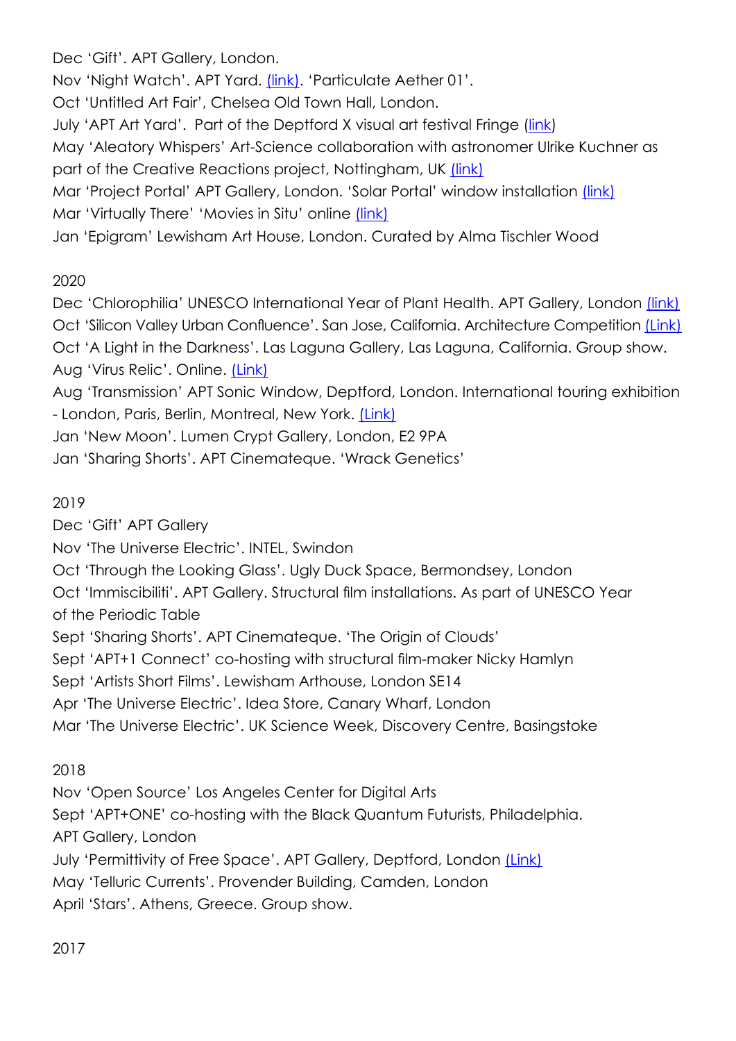Dec ‘Gift’. APT Gallery, London.
Nov ‘Night Watch’. APT Yard. (link). ‘Particulate Aether 01’.
Oct ‘Untitled Art Fair’, Chelsea Old Town Hall, London.
July ‘APT Art Yard’. Part of the Deptford X visual art festival Fringe (link)
May ‘Aleatory Whispers’ Art-Science collaboration with astronomer Ulrike Kuchner as part of the Creative Reactions project, Nottingham, UK (link)
Mar ‘Project Portal’ APT Gallery, London. ‘Solar Portal’ window installation (link)
Mar ‘Virtually There’ ‘Movies in Situ’ online (link)
Jan ‘Epigram’ Lewisham Art House, London. Curated by Alma Tischler Wood

2020

Dec ‘Chlorophilia’ UNESCO International Year of Plant Health. APT Gallery, London (link)
Oct ‘Silicon Valley Urban Confluence’. San Jose, California. Architecture Competition (Link)
Oct ‘A Light in the Darkness’. Las Laguna Gallery, Las Laguna, California. Group show.
Aug ‘Virus Relic’. Online. (Link)
Aug ‘Transmission’ APT Sonic Window, Deptford, London. International touring exhibition - London, Paris, Berlin, Montreal, New York. (Link)
Jan ‘New Moon’. Lumen Crypt Gallery, London, E2 9PA
Jan ‘Sharing Shorts’. APT Cinemateque. ‘Wrack Genetics’

2019

Dec ‘Gift’ APT Gallery
Nov ‘The Universe Electric’. INTEL, Swindon
Oct ‘Through the Looking Glass’. Ugly Duck Space, Bermondsey, London
Oct ‘Immiscibiliti’. APT Gallery. Structural film installations. As part of UNESCO Year of the Periodic Table
Sept ‘Sharing Shorts’. APT Cinemateque. ‘The Origin of Clouds’
Sept ‘APT+1 Connect’ co-hosting with structural film-maker Nicky Hamlyn
Sept ‘Artists Short Films’. Lewisham Arthouse, London SE14
Apr ‘The Universe Electric’. Idea Store, Canary Wharf, London
Mar ‘The Universe Electric’. UK Science Week, Discovery Centre, Basingstoke

2018

Nov ‘Open Source’ Los Angeles Center for Digital Arts
Sept ‘APT+ONE’ co-hosting with the Black Quantum Futurists, Philadelphia. APT Gallery, London
July ‘Permittivity of Free Space’. APT Gallery, Deptford, London (Link)
May ‘Telluric Currents’. Provender Building, Camden, London
April ‘Stars’. Athens, Greece. Group show.

2017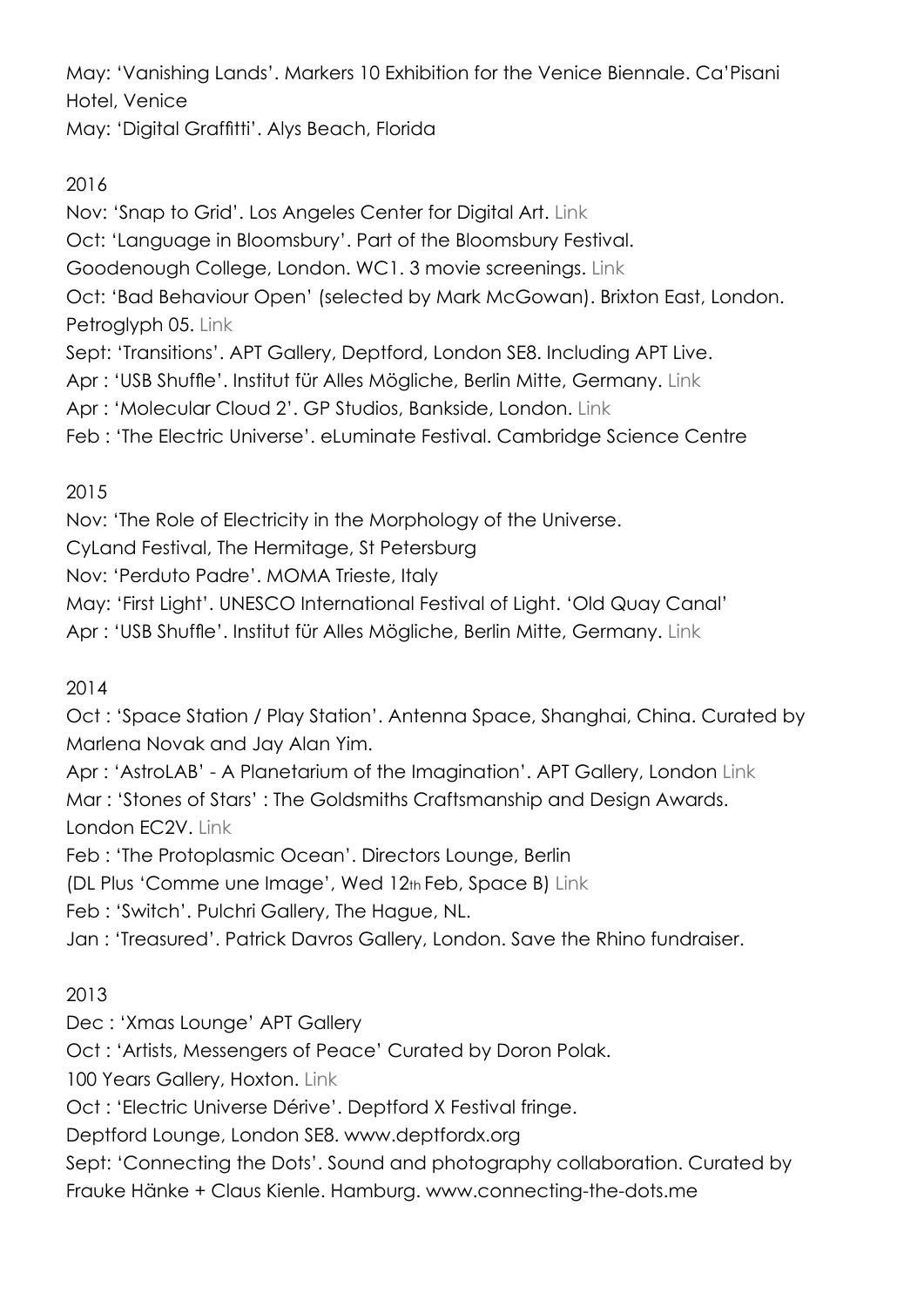May: 'Vanishing Lands'. Markers 10 Exhibition for the Venice Biennale. Ca'Pisani Hotel, Venice
May: 'Digital Graffitti'. Alys Beach, Florida

2016

Nov: 'Snap to Grid'. Los Angeles Center for Digital Art. Link
Oct: 'Language in Bloomsbury'. Part of the Bloomsbury Festival.
Goodenough College, London. WC1. 3 movie screenings. Link
Oct: 'Bad Behaviour Open' (selected by Mark McGowan). Brixton East, London. Petroglyph 05. Link
Sept: 'Transitions'. APT Gallery, Deptford, London SE8. Including APT Live.
Apr : 'USB Shuffle'. Institut für Alles Mögliche, Berlin Mitte, Germany. Link
Apr : 'Molecular Cloud 2'. GP Studios, Bankside, London. Link
Feb : 'The Electric Universe'. eLuminate Festival. Cambridge Science Centre

2015

Nov: 'The Role of Electricity in the Morphology of the Universe.
CyLand Festival, The Hermitage, St Petersburg
Nov: 'Perduto Padre'. MOMA Trieste, Italy
May: 'First Light'. UNESCO International Festival of Light. 'Old Quay Canal'
Apr : 'USB Shuffle'. Institut für Alles Mögliche, Berlin Mitte, Germany. Link

2014

Oct : 'Space Station / Play Station'. Antenna Space, Shanghai, China. Curated by Marlena Novak and Jay Alan Yim.
Apr : 'AstroLAB' - A Planetarium of the Imagination'. APT Gallery, London Link
Mar : 'Stones of Stars' : The Goldsmiths Craftsmanship and Design Awards. London EC2V. Link
Feb : 'The Protoplasmic Ocean'. Directors Lounge, Berlin
(DL Plus 'Comme une Image', Wed 12th Feb, Space B) Link
Feb : 'Switch'. Pulchri Gallery, The Hague, NL.
Jan : 'Treasured'. Patrick Davros Gallery, London. Save the Rhino fundraiser.

2013

Dec : 'Xmas Lounge' APT Gallery
Oct : 'Artists, Messengers of Peace' Curated by Doron Polak.
100 Years Gallery, Hoxton. Link
Oct : 'Electric Universe Dérive'. Deptford X Festival fringe.
Deptford Lounge, London SE8. www.deptfordx.org
Sept: 'Connecting the Dots'. Sound and photography collaboration. Curated by Frauke Hänke + Claus Kienle. Hamburg. www.connecting-the-dots.me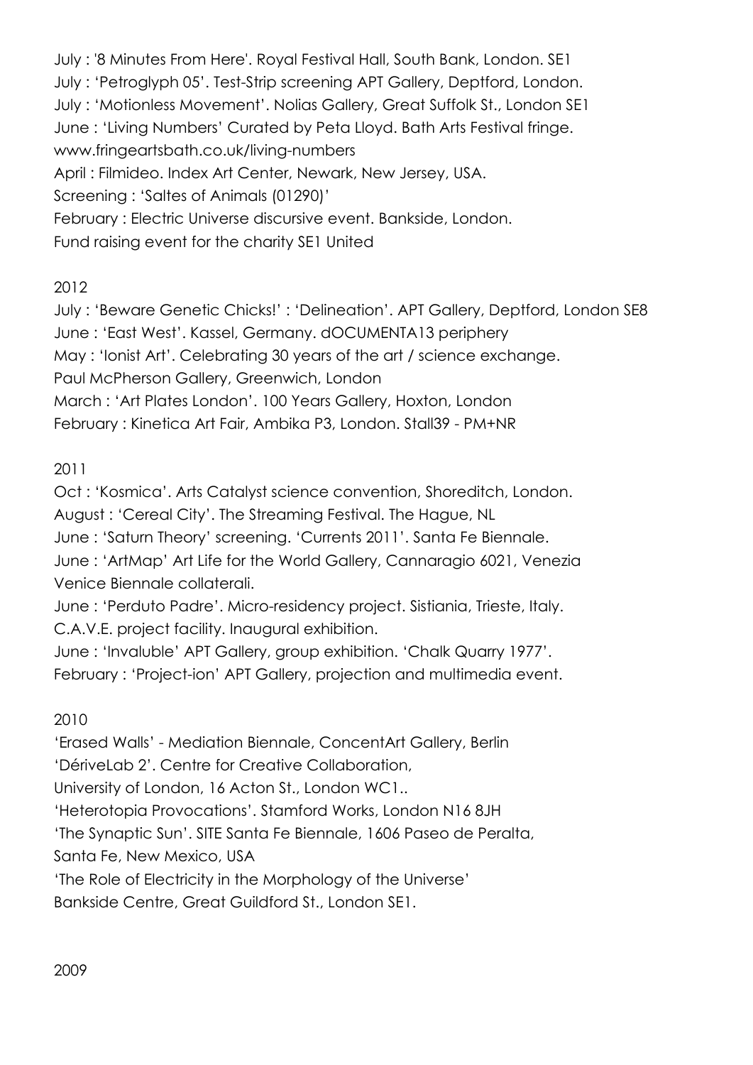July : '8 Minutes From Here'. Royal Festival Hall, South Bank, London. SE1
July : 'Petroglyph 05'. Test-Strip screening APT Gallery, Deptford, London.
July : 'Motionless Movement'. Nolias Gallery, Great Suffolk St., London SE1
June : 'Living Numbers' Curated by Peta Lloyd. Bath Arts Festival fringe.
www.fringeartsbath.co.uk/living-numbers
April : Filmideo. Index Art Center, Newark, New Jersey, USA.
Screening : 'Saltes of Animals (01290)'
February : Electric Universe discursive event. Bankside, London.
Fund raising event for the charity SE1 United

2012

July : 'Beware Genetic Chicks!' : 'Delineation'. APT Gallery, Deptford, London SE8
June : 'East West'. Kassel, Germany. dOCUMENTA13 periphery
May : 'Ionist Art'. Celebrating 30 years of the art / science exchange.
Paul McPherson Gallery, Greenwich, London
March : 'Art Plates London'. 100 Years Gallery, Hoxton, London
February : Kinetica Art Fair, Ambika P3, London. Stall39 - PM+NR

2011

Oct : 'Kosmica'. Arts Catalyst science convention, Shoreditch, London.
August : 'Cereal City'. The Streaming Festival. The Hague, NL
June : 'Saturn Theory' screening. 'Currents 2011'. Santa Fe Biennale.
June : 'ArtMap' Art Life for the World Gallery, Cannaragio 6021, Venezia
Venice Biennale collaterali.
June : 'Perduto Padre'. Micro-residency project. Sistiania, Trieste, Italy.
C.A.V.E. project facility. Inaugural exhibition.
June : 'Invaluble' APT Gallery, group exhibition. 'Chalk Quarry 1977'.
February : 'Project-ion' APT Gallery, projection and multimedia event.

2010

'Erased Walls' - Mediation Biennale, ConcentArt Gallery, Berlin
'DériveLab 2'. Centre for Creative Collaboration,
University of London, 16 Acton St., London WC1..
'Heterotopia Provocations'. Stamford Works, London N16 8JH
'The Synaptic Sun'. SITE Santa Fe Biennale, 1606 Paseo de Peralta,
Santa Fe, New Mexico, USA
'The Role of Electricity in the Morphology of the Universe'
Bankside Centre, Great Guildford St., London SE1.

2009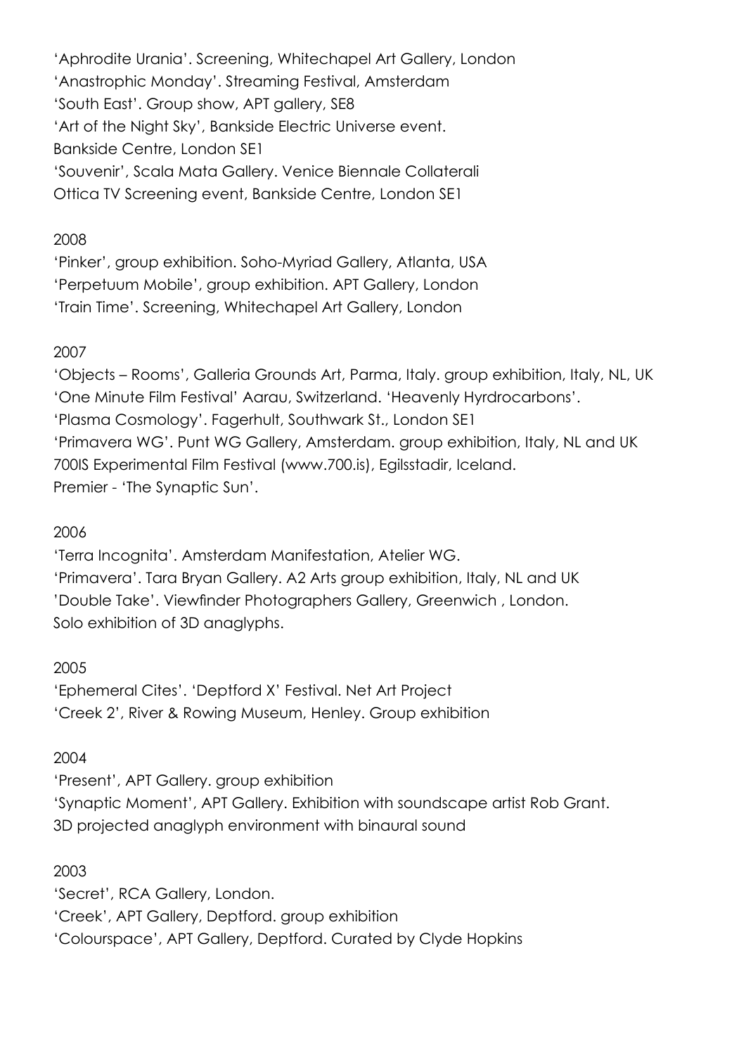‘Aphrodite Urania’. Screening, Whitechapel Art Gallery, London
‘Anastrophic Monday’. Streaming Festival, Amsterdam
‘South East’. Group show, APT gallery, SE8
‘Art of the Night Sky’, Bankside Electric Universe event.
Bankside Centre, London SE1
‘Souvenir’, Scala Mata Gallery. Venice Biennale Collaterali
Ottica TV Screening event, Bankside Centre, London SE1

2008

‘Pinker’, group exhibition. Soho-Myriad Gallery, Atlanta, USA
‘Perpetuum Mobile’, group exhibition. APT Gallery, London
‘Train Time’. Screening, Whitechapel Art Gallery, London

2007

‘Objects – Rooms’, Galleria Grounds Art, Parma, Italy. group exhibition, Italy, NL, UK
‘One Minute Film Festival’ Aarau, Switzerland. ‘Heavenly Hyrdrocarbons’.
‘Plasma Cosmology’. Fagerhult, Southwark St., London SE1
‘Primavera WG’. Punt WG Gallery, Amsterdam. group exhibition, Italy, NL and UK
700IS Experimental Film Festival (www.700.is), Egilsstadir, Iceland.
Premier - ‘The Synaptic Sun’.

2006

‘Terra Incognita’. Amsterdam Manifestation, Atelier WG.
‘Primavera’. Tara Bryan Gallery. A2 Arts group exhibition, Italy, NL and UK
’Double Take’. Viewfinder Photographers Gallery, Greenwich , London.
Solo exhibition of 3D anaglyphs.

2005

‘Ephemeral Cites’. ‘Deptford X’ Festival. Net Art Project
‘Creek 2’, River & Rowing Museum, Henley. Group exhibition

2004

‘Present’, APT Gallery. group exhibition
‘Synaptic Moment’, APT Gallery. Exhibition with soundscape artist Rob Grant.
3D projected anaglyph environment with binaural sound

2003

‘Secret’, RCA Gallery, London.
‘Creek’, APT Gallery, Deptford. group exhibition
‘Colourspace’, APT Gallery, Deptford. Curated by Clyde Hopkins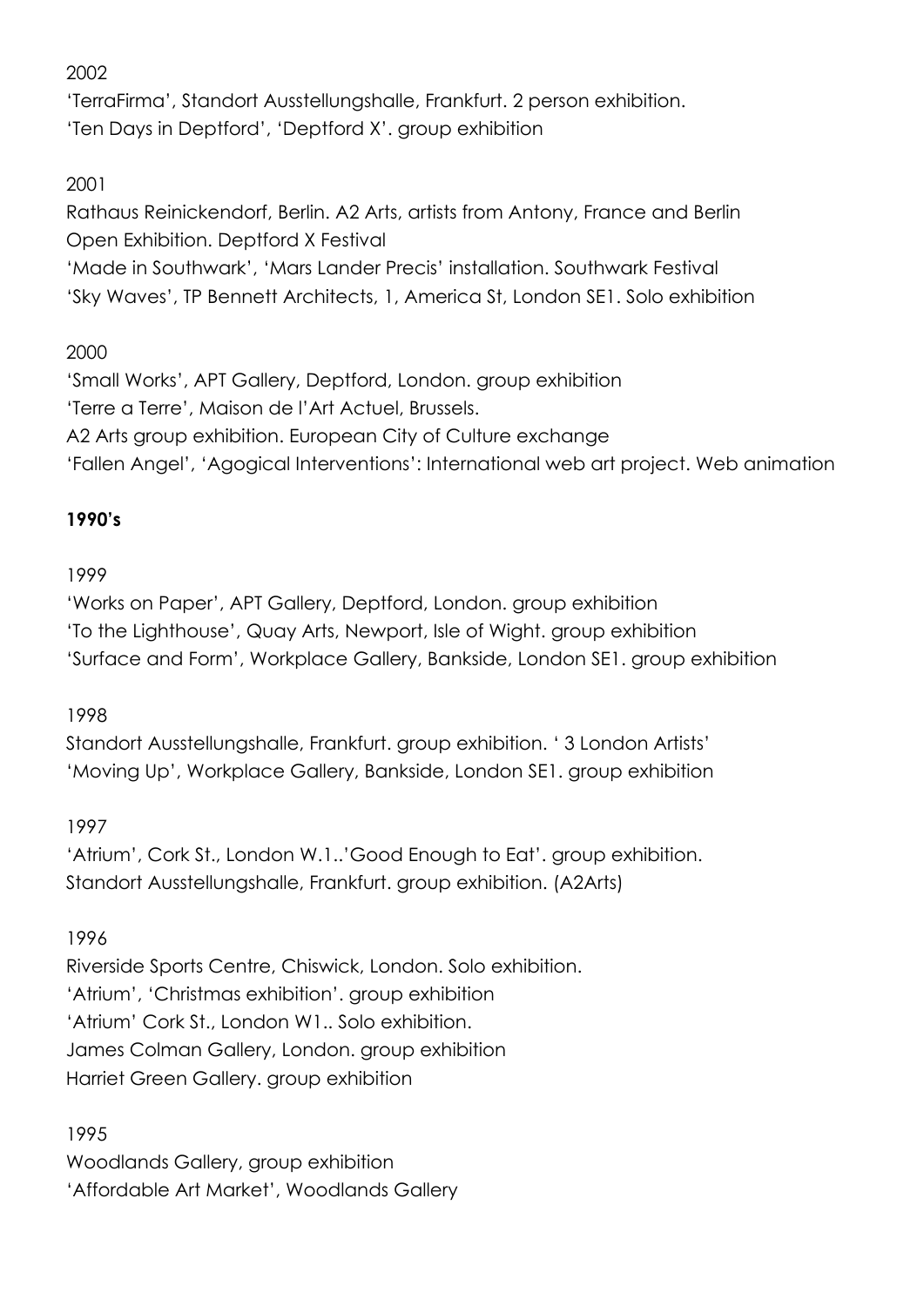2002

'TerraFirma', Standort Ausstellungshalle, Frankfurt. 2 person exhibition.
'Ten Days in Deptford', 'Deptford X'. group exhibition

2001

Rathaus Reinickendorf, Berlin. A2 Arts, artists from Antony, France and Berlin
Open Exhibition. Deptford X Festival
'Made in Southwark', 'Mars Lander Precis' installation. Southwark Festival
'Sky Waves', TP Bennett Architects, 1, America St, London SE1. Solo exhibition

2000

'Small Works', APT Gallery, Deptford, London. group exhibition
'Terre a Terre', Maison de l'Art Actuel, Brussels.
A2 Arts group exhibition. European City of Culture exchange
'Fallen Angel', 'Agogical Interventions': International web art project. Web animation

**1990's**

1999

'Works on Paper', APT Gallery, Deptford, London. group exhibition
'To the Lighthouse', Quay Arts, Newport, Isle of Wight. group exhibition
'Surface and Form', Workplace Gallery, Bankside, London SE1. group exhibition

1998

Standort Ausstellungshalle, Frankfurt. group exhibition. ' 3 London Artists'
'Moving Up', Workplace Gallery, Bankside, London SE1. group exhibition

1997

'Atrium', Cork St., London W.1..'Good Enough to Eat'. group exhibition.
Standort Ausstellungshalle, Frankfurt. group exhibition. (A2Arts)

1996

Riverside Sports Centre, Chiswick, London. Solo exhibition.
'Atrium', 'Christmas exhibition'. group exhibition
'Atrium' Cork St., London W1.. Solo exhibition.
James Colman Gallery, London. group exhibition
Harriet Green Gallery. group exhibition

1995

Woodlands Gallery, group exhibition
'Affordable Art Market', Woodlands Gallery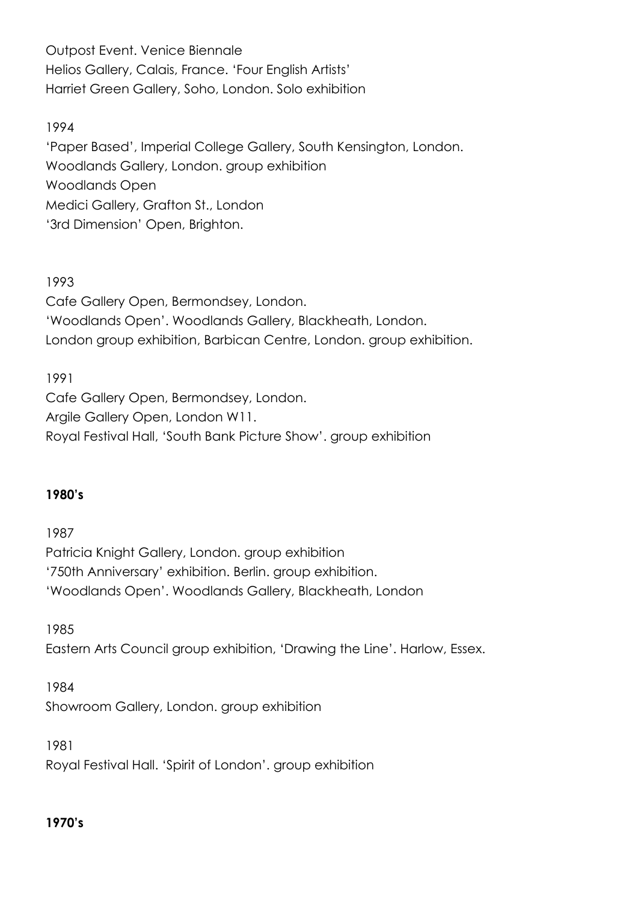Outpost Event. Venice Biennale
Helios Gallery, Calais, France. 'Four English Artists'
Harriet Green Gallery, Soho, London. Solo exhibition

1994
'Paper Based', Imperial College Gallery, South Kensington, London.
Woodlands Gallery, London. group exhibition
Woodlands Open
Medici Gallery, Grafton St., London
'3rd Dimension' Open, Brighton.

1993
Cafe Gallery Open, Bermondsey, London.
'Woodlands Open'. Woodlands Gallery, Blackheath, London.
London group exhibition, Barbican Centre, London. group exhibition.

1991
Cafe Gallery Open, Bermondsey, London.
Argile Gallery Open, London W11.
Royal Festival Hall, 'South Bank Picture Show'. group exhibition

**1980's**

1987
Patricia Knight Gallery, London. group exhibition
'750th Anniversary' exhibition. Berlin. group exhibition.
'Woodlands Open'. Woodlands Gallery, Blackheath, London

1985
Eastern Arts Council group exhibition, 'Drawing the Line'. Harlow, Essex.

1984
Showroom Gallery, London. group exhibition

1981
Royal Festival Hall. 'Spirit of London'. group exhibition

**1970's**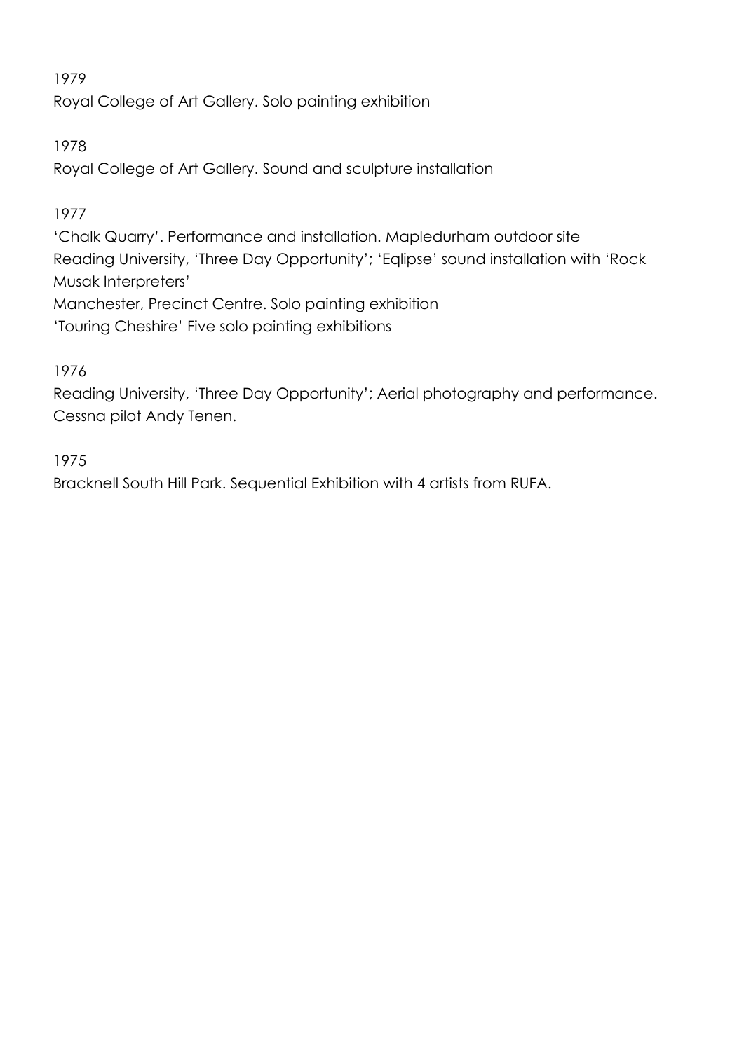1979

Royal College of Art Gallery. Solo painting exhibition

1978

Royal College of Art Gallery. Sound and sculpture installation

1977

‘Chalk Quarry’. Performance and installation. Mapledurham outdoor site

Reading University, ‘Three Day Opportunity’; ‘Eqlipse’ sound installation with ‘Rock Musak Interpreters’

Manchester, Precinct Centre. Solo painting exhibition

‘Touring Cheshire’ Five solo painting exhibitions

1976

Reading University, ‘Three Day Opportunity’; Aerial photography and performance. Cessna pilot Andy Tenen.

1975

Bracknell South Hill Park. Sequential Exhibition with 4 artists from RUFA.